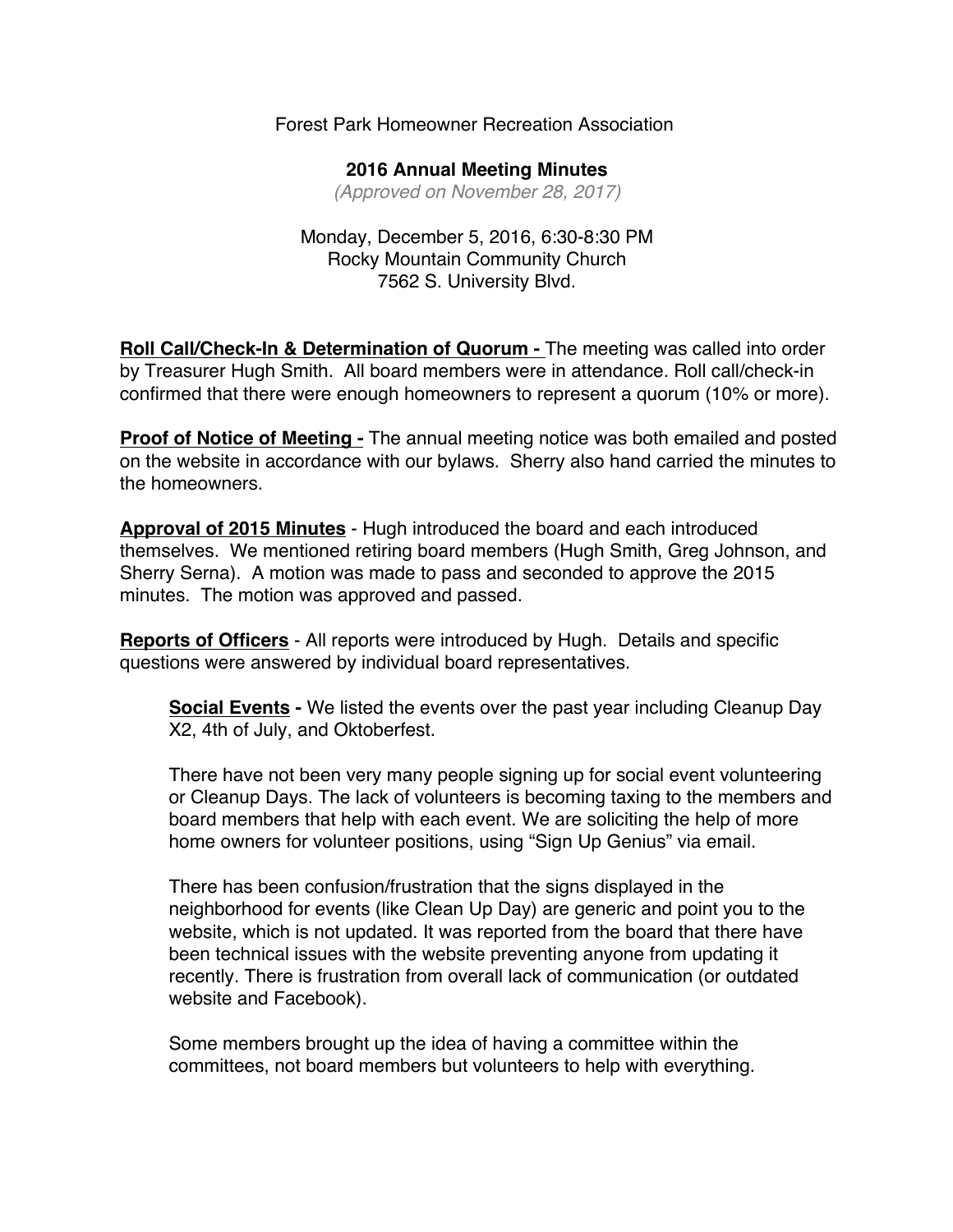Forest Park Homeowner Recreation Association

**2016 Annual Meeting Minutes**

*(Approved on November 28, 2017)*

Monday, December 5, 2016, 6:30-8:30 PM
Rocky Mountain Community Church
7562 S. University Blvd.

**Roll Call/Check-In & Determination of Quorum -** The meeting was called into order by Treasurer Hugh Smith. All board members were in attendance. Roll call/check-in confirmed that there were enough homeowners to represent a quorum (10% or more).

**Proof of Notice of Meeting -** The annual meeting notice was both emailed and posted on the website in accordance with our bylaws. Sherry also hand carried the minutes to the homeowners.

**Approval of 2015 Minutes** - Hugh introduced the board and each introduced themselves. We mentioned retiring board members (Hugh Smith, Greg Johnson, and Sherry Serna). A motion was made to pass and seconded to approve the 2015 minutes. The motion was approved and passed.

**Reports of Officers** - All reports were introduced by Hugh. Details and specific questions were answered by individual board representatives.

**Social Events -** We listed the events over the past year including Cleanup Day X2, 4th of July, and Oktoberfest.

There have not been very many people signing up for social event volunteering or Cleanup Days. The lack of volunteers is becoming taxing to the members and board members that help with each event. We are soliciting the help of more home owners for volunteer positions, using "Sign Up Genius" via email.

There has been confusion/frustration that the signs displayed in the neighborhood for events (like Clean Up Day) are generic and point you to the website, which is not updated. It was reported from the board that there have been technical issues with the website preventing anyone from updating it recently. There is frustration from overall lack of communication (or outdated website and Facebook).

Some members brought up the idea of having a committee within the committees, not board members but volunteers to help with everything.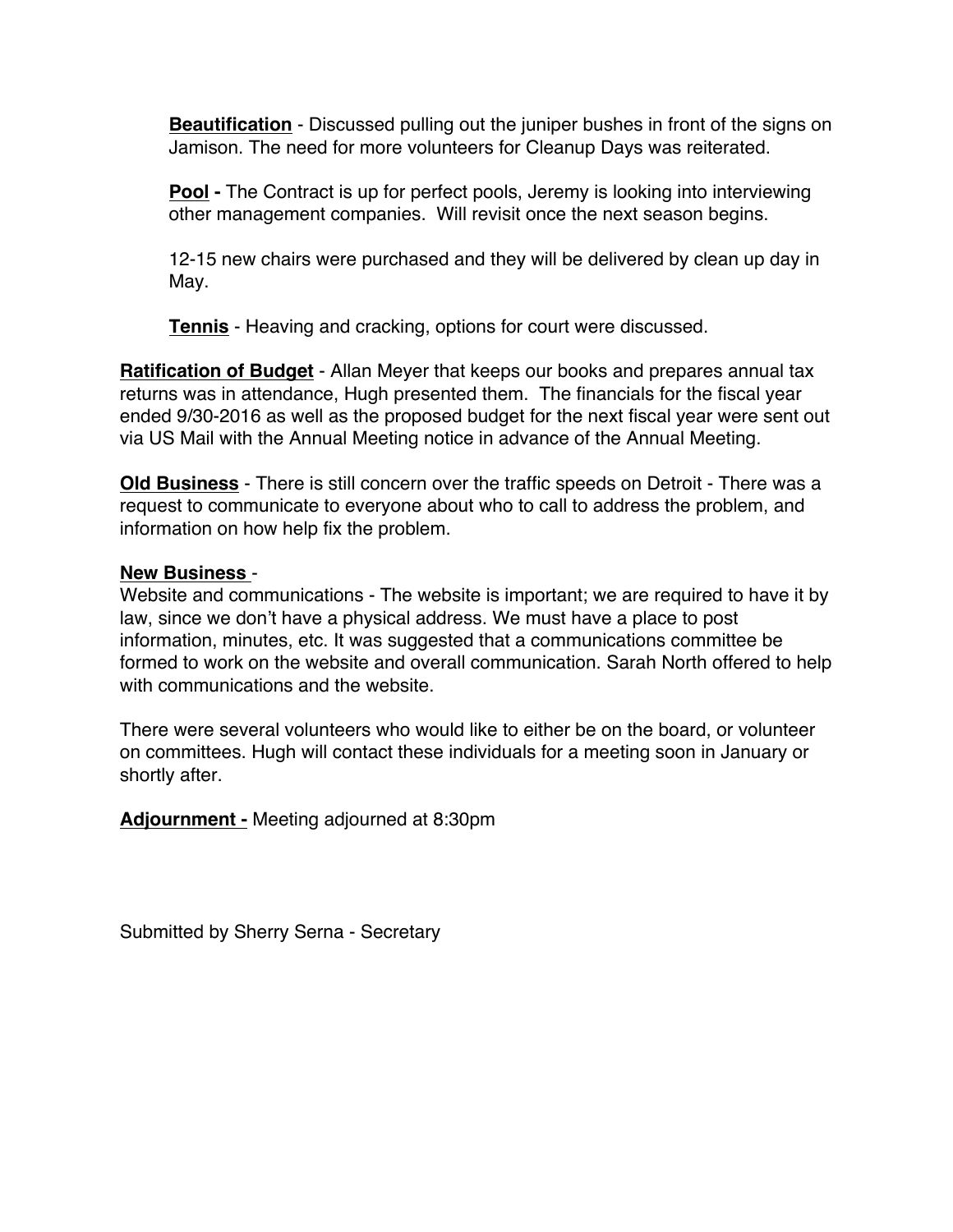**Beautification** - Discussed pulling out the juniper bushes in front of the signs on Jamison. The need for more volunteers for Cleanup Days was reiterated.

**Pool -** The Contract is up for perfect pools, Jeremy is looking into interviewing other management companies. Will revisit once the next season begins.

12-15 new chairs were purchased and they will be delivered by clean up day in May.

**Tennis** - Heaving and cracking, options for court were discussed.

**Ratification of Budget** - Allan Meyer that keeps our books and prepares annual tax returns was in attendance, Hugh presented them. The financials for the fiscal year ended 9/30-2016 as well as the proposed budget for the next fiscal year were sent out via US Mail with the Annual Meeting notice in advance of the Annual Meeting.

**Old Business** - There is still concern over the traffic speeds on Detroit - There was a request to communicate to everyone about who to call to address the problem, and information on how help fix the problem.

**New Business** -
Website and communications - The website is important; we are required to have it by law, since we don't have a physical address. We must have a place to post information, minutes, etc. It was suggested that a communications committee be formed to work on the website and overall communication. Sarah North offered to help with communications and the website.

There were several volunteers who would like to either be on the board, or volunteer on committees. Hugh will contact these individuals for a meeting soon in January or shortly after.

**Adjournment -** Meeting adjourned at 8:30pm

Submitted by Sherry Serna - Secretary